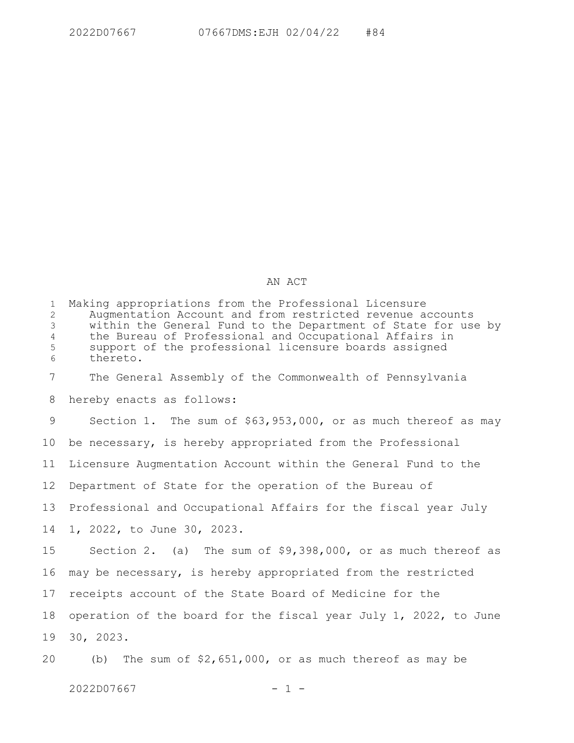# AN ACT

Making appropriations from the Professional Licensure Augmentation Account and from restricted revenue accounts within the General Fund to the Department of State for use by the Bureau of Professional and Occupational Affairs in support of the professional licensure boards assigned thereto.

The General Assembly of the Commonwealth of Pennsylvania hereby enacts as follows:

Section 1. The sum of $63,953,000, or as much thereof as may be necessary, is hereby appropriated from the Professional Licensure Augmentation Account within the General Fund to the Department of State for the operation of the Bureau of Professional and Occupational Affairs for the fiscal year July 1, 2022, to June 30, 2023.

Section 2. (a) The sum of $9,398,000, or as much thereof as may be necessary, is hereby appropriated from the restricted receipts account of the State Board of Medicine for the operation of the board for the fiscal year July 1, 2022, to June 30, 2023.

(b) The sum of $2,651,000, or as much thereof as may be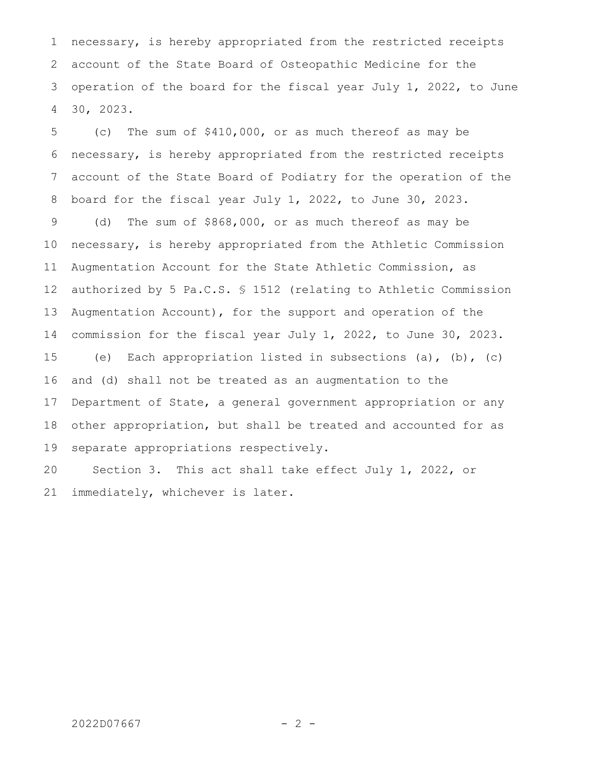necessary, is hereby appropriated from the restricted receipts account of the State Board of Osteopathic Medicine for the operation of the board for the fiscal year July 1, 2022, to June 30, 2023.

(c) The sum of $410,000, or as much thereof as may be necessary, is hereby appropriated from the restricted receipts account of the State Board of Podiatry for the operation of the board for the fiscal year July 1, 2022, to June 30, 2023.

(d) The sum of $868,000, or as much thereof as may be necessary, is hereby appropriated from the Athletic Commission Augmentation Account for the State Athletic Commission, as authorized by 5 Pa.C.S. § 1512 (relating to Athletic Commission Augmentation Account), for the support and operation of the commission for the fiscal year July 1, 2022, to June 30, 2023.

(e) Each appropriation listed in subsections (a), (b), (c) and (d) shall not be treated as an augmentation to the Department of State, a general government appropriation or any other appropriation, but shall be treated and accounted for as separate appropriations respectively.

Section 3. This act shall take effect July 1, 2022, or immediately, whichever is later.

2022D07667